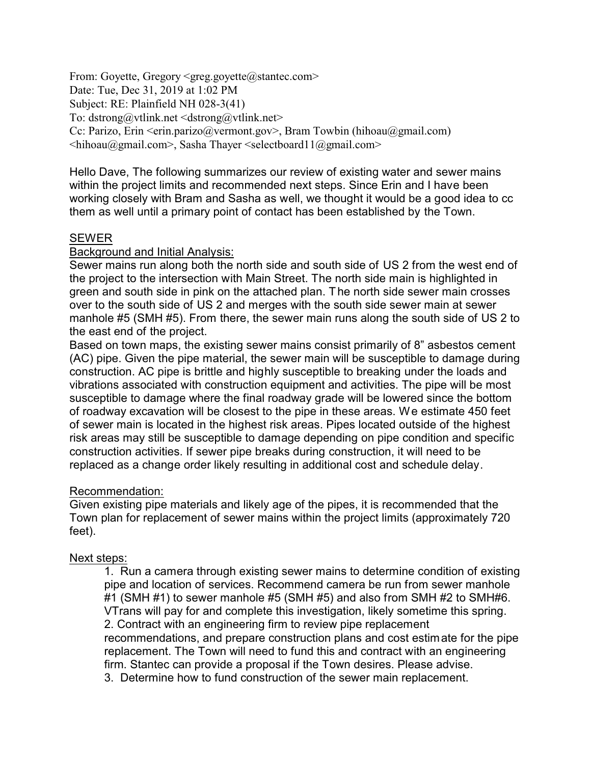From: Goyette, Gregory <greg.goyette@stantec.com>
Date: Tue, Dec 31, 2019 at 1:02 PM
Subject: RE: Plainfield NH 028-3(41)
To: dstrong@vtlink.net <dstrong@vtlink.net>
Cc: Parizo, Erin <erin.parizo@vermont.gov>, Bram Towbin (hihoau@gmail.com) <hihoau@gmail.com>, Sasha Thayer <selectboard11@gmail.com>

Hello Dave, The following summarizes our review of existing water and sewer mains within the project limits and recommended next steps. Since Erin and I have been working closely with Bram and Sasha as well, we thought it would be a good idea to cc them as well until a primary point of contact has been established by the Town.

<u>SEWER</u>

<u>Background and Initial Analysis:</u>

Sewer mains run along both the north side and south side of US 2 from the west end of the project to the intersection with Main Street. The north side main is highlighted in green and south side in pink on the attached plan. The north side sewer main crosses over to the south side of US 2 and merges with the south side sewer main at sewer manhole #5 (SMH #5). From there, the sewer main runs along the south side of US 2 to the east end of the project.

Based on town maps, the existing sewer mains consist primarily of 8" asbestos cement (AC) pipe. Given the pipe material, the sewer main will be susceptible to damage during construction. AC pipe is brittle and highly susceptible to breaking under the loads and vibrations associated with construction equipment and activities. The pipe will be most susceptible to damage where the final roadway grade will be lowered since the bottom of roadway excavation will be closest to the pipe in these areas. We estimate 450 feet of sewer main is located in the highest risk areas. Pipes located outside of the highest risk areas may still be susceptible to damage depending on pipe condition and specific construction activities. If sewer pipe breaks during construction, it will need to be replaced as a change order likely resulting in additional cost and schedule delay.

<u>Recommendation:</u>

Given existing pipe materials and likely age of the pipes, it is recommended that the Town plan for replacement of sewer mains within the project limits (approximately 720 feet).

<u>Next steps:</u>

1. Run a camera through existing sewer mains to determine condition of existing pipe and location of services. Recommend camera be run from sewer manhole #1 (SMH #1) to sewer manhole #5 (SMH #5) and also from SMH #2 to SMH#6. VTrans will pay for and complete this investigation, likely sometime this spring.
2. Contract with an engineering firm to review pipe replacement recommendations, and prepare construction plans and cost estimate for the pipe replacement. The Town will need to fund this and contract with an engineering firm. Stantec can provide a proposal if the Town desires. Please advise.
3. Determine how to fund construction of the sewer main replacement.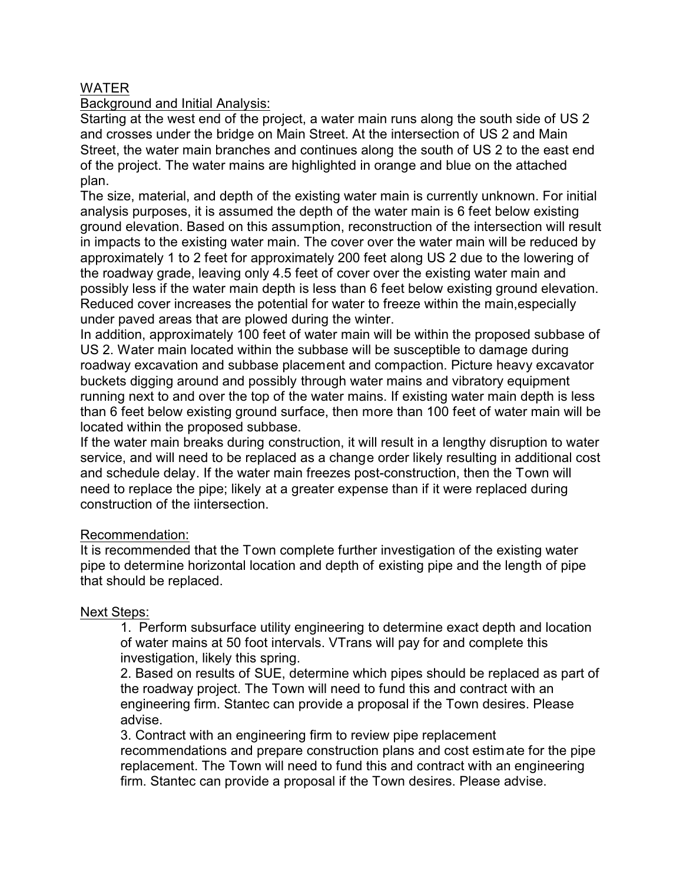## WATER

### Background and Initial Analysis:

Starting at the west end of the project, a water main runs along the south side of US 2 and crosses under the bridge on Main Street. At the intersection of US 2 and Main Street, the water main branches and continues along the south of US 2 to the east end of the project. The water mains are highlighted in orange and blue on the attached plan.

The size, material, and depth of the existing water main is currently unknown. For initial analysis purposes, it is assumed the depth of the water main is 6 feet below existing ground elevation. Based on this assumption, reconstruction of the intersection will result in impacts to the existing water main. The cover over the water main will be reduced by approximately 1 to 2 feet for approximately 200 feet along US 2 due to the lowering of the roadway grade, leaving only 4.5 feet of cover over the existing water main and possibly less if the water main depth is less than 6 feet below existing ground elevation. Reduced cover increases the potential for water to freeze within the main,especially under paved areas that are plowed during the winter.

In addition, approximately 100 feet of water main will be within the proposed subbase of US 2. Water main located within the subbase will be susceptible to damage during roadway excavation and subbase placement and compaction. Picture heavy excavator buckets digging around and possibly through water mains and vibratory equipment running next to and over the top of the water mains. If existing water main depth is less than 6 feet below existing ground surface, then more than 100 feet of water main will be located within the proposed subbase.

If the water main breaks during construction, it will result in a lengthy disruption to water service, and will need to be replaced as a change order likely resulting in additional cost and schedule delay. If the water main freezes post-construction, then the Town will need to replace the pipe; likely at a greater expense than if it were replaced during construction of the iintersection.

### Recommendation:

It is recommended that the Town complete further investigation of the existing water pipe to determine horizontal location and depth of existing pipe and the length of pipe that should be replaced.

### Next Steps:

1. Perform subsurface utility engineering to determine exact depth and location of water mains at 50 foot intervals. VTrans will pay for and complete this investigation, likely this spring.
2. Based on results of SUE, determine which pipes should be replaced as part of the roadway project. The Town will need to fund this and contract with an engineering firm. Stantec can provide a proposal if the Town desires. Please advise.
3. Contract with an engineering firm to review pipe replacement recommendations and prepare construction plans and cost estimate for the pipe replacement. The Town will need to fund this and contract with an engineering firm. Stantec can provide a proposal if the Town desires. Please advise.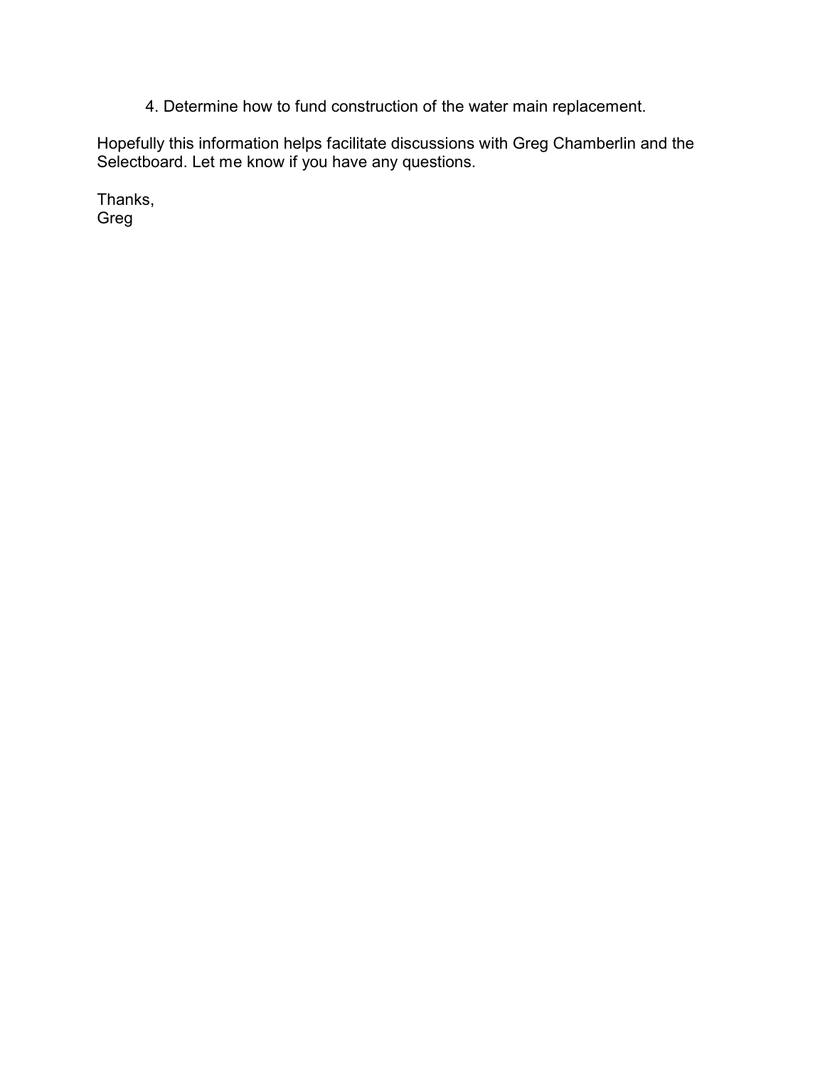4. Determine how to fund construction of the water main replacement.

Hopefully this information helps facilitate discussions with Greg Chamberlin and the Selectboard. Let me know if you have any questions.

Thanks,
Greg